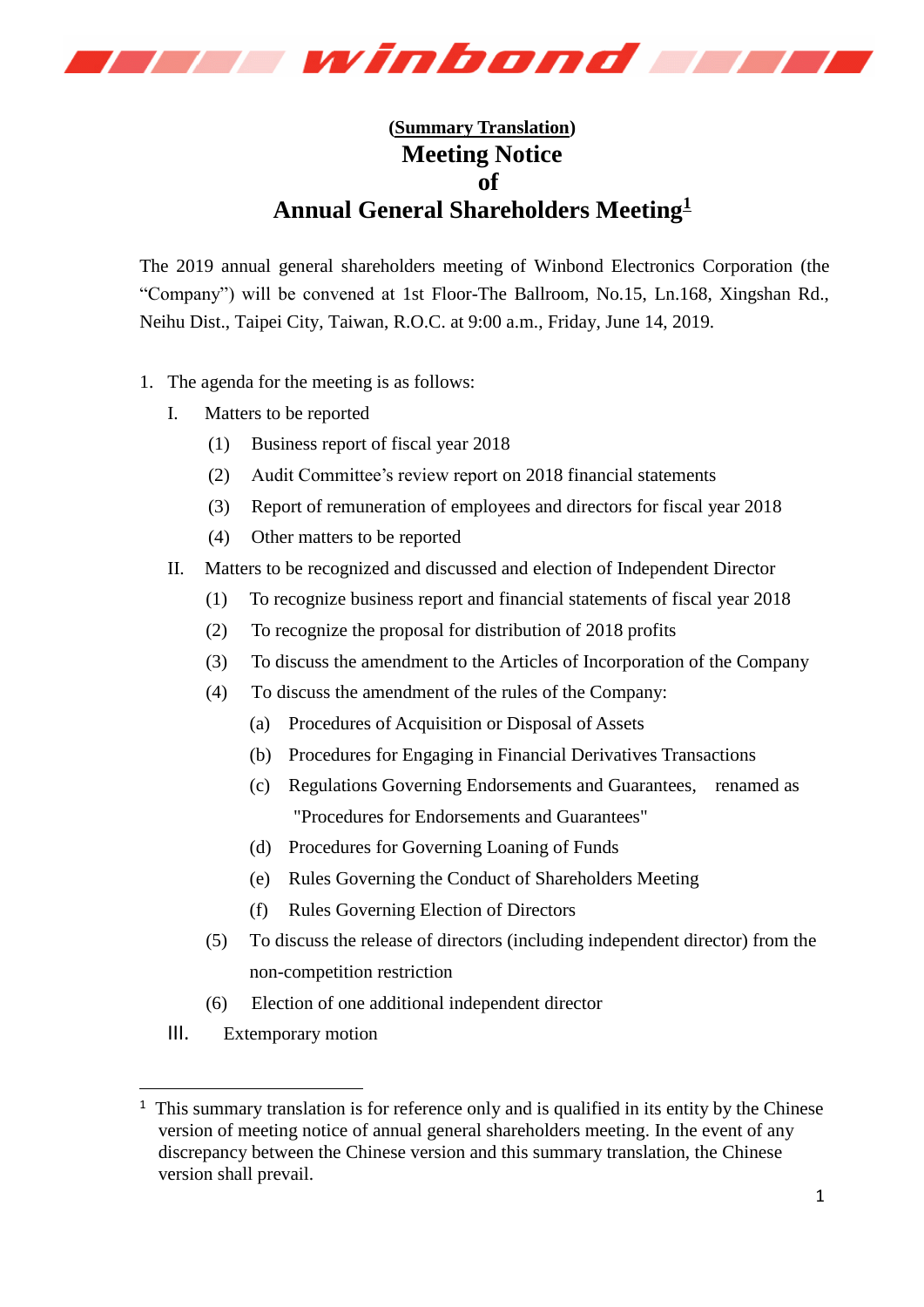**(Summary Translation)**

# Meeting Notice of Annual General Shareholders Meeting[1]

The 2019 annual general shareholders meeting of Winbond Electronics Corporation (the "Company") will be convened at 1st Floor-The Ballroom, No.15, Ln.168, Xingshan Rd., Neihu Dist., Taipei City, Taiwan, R.O.C. at 9:00 a.m., Friday, June 14, 2019.

1. The agenda for the meeting is as follows:
   - I. Matters to be reported
     - (1) Business report of fiscal year 2018
     - (2) Audit Committee's review report on 2018 financial statements
     - (3) Report of remuneration of employees and directors for fiscal year 2018
     - (4) Other matters to be reported
   - II. Matters to be recognized and discussed and election of Independent Director
     - (1) To recognize business report and financial statements of fiscal year 2018
     - (2) To recognize the proposal for distribution of 2018 profits
     - (3) To discuss the amendment to the Articles of Incorporation of the Company
     - (4) To discuss the amendment of the rules of the Company:
       - (a) Procedures of Acquisition or Disposal of Assets
       - (b) Procedures for Engaging in Financial Derivatives Transactions
       - (c) Regulations Governing Endorsements and Guarantees, renamed as "Procedures for Endorsements and Guarantees"
       - (d) Procedures for Governing Loaning of Funds
       - (e) Rules Governing the Conduct of Shareholders Meeting
       - (f) Rules Governing Election of Directors
     - (5) To discuss the release of directors (including independent director) from the non-competition restriction
     - (6) Election of one additional independent director
   - III. Extemporary motion

---

[1] This summary translation is for reference only and is qualified in its entity by the Chinese version of meeting notice of annual general shareholders meeting. In the event of any discrepancy between the Chinese version and this summary translation, the Chinese version shall prevail.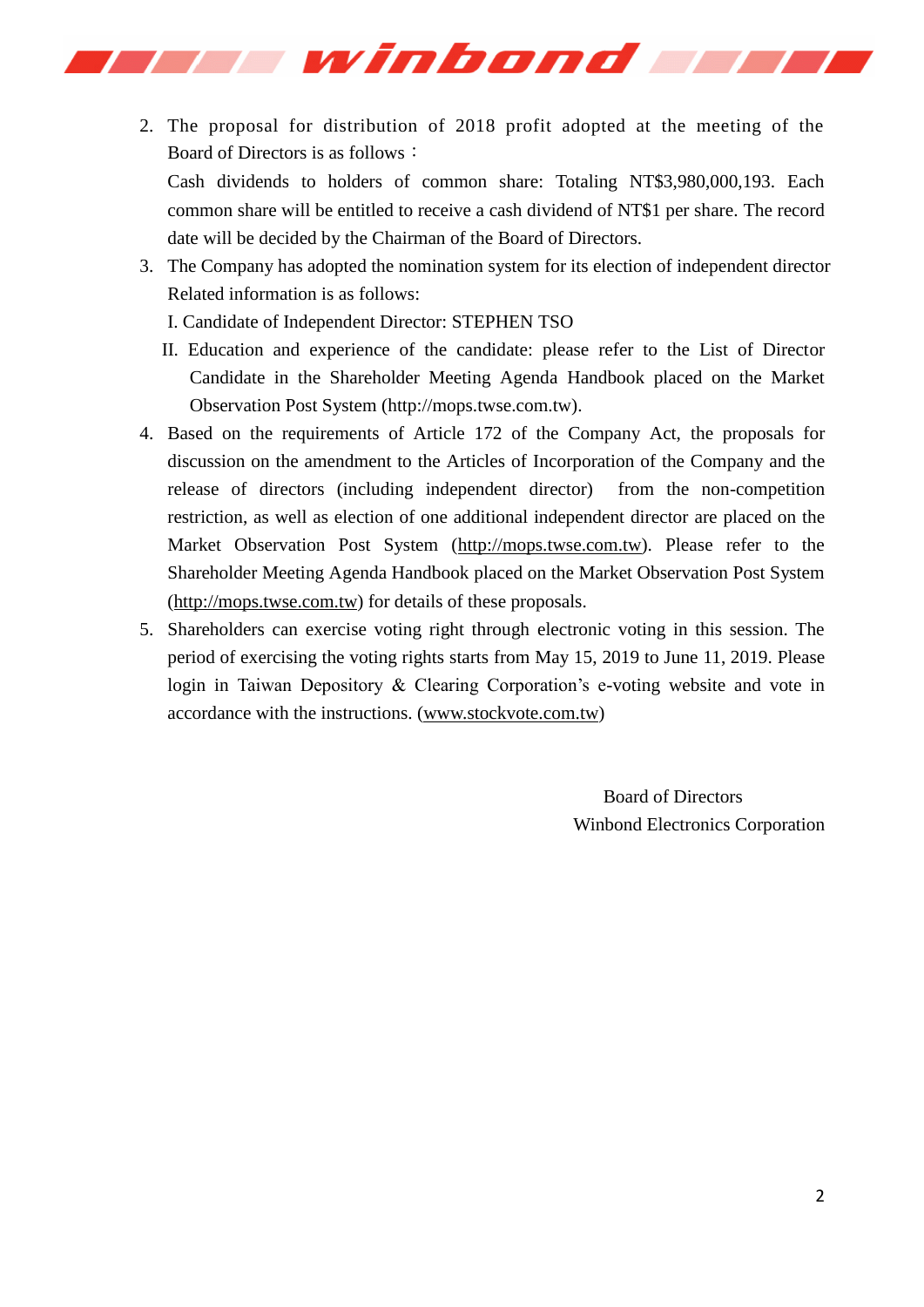2. The proposal for distribution of 2018 profit adopted at the meeting of the Board of Directors is as follows：

   Cash dividends to holders of common share: Totaling NT$3,980,000,193. Each common share will be entitled to receive a cash dividend of NT$1 per share. The record date will be decided by the Chairman of the Board of Directors.
3. The Company has adopted the nomination system for its election of independent director Related information is as follows:

   I. Candidate of Independent Director: STEPHEN TSO

   II. Education and experience of the candidate: please refer to the List of Director Candidate in the Shareholder Meeting Agenda Handbook placed on the Market Observation Post System (http://mops.twse.com.tw).
4. Based on the requirements of Article 172 of the Company Act, the proposals for discussion on the amendment to the Articles of Incorporation of the Company and the release of directors (including independent director) from the non-competition restriction, as well as election of one additional independent director are placed on the Market Observation Post System (http://mops.twse.com.tw). Please refer to the Shareholder Meeting Agenda Handbook placed on the Market Observation Post System (http://mops.twse.com.tw) for details of these proposals.
5. Shareholders can exercise voting right through electronic voting in this session. The period of exercising the voting rights starts from May 15, 2019 to June 11, 2019. Please login in Taiwan Depository & Clearing Corporation's e-voting website and vote in accordance with the instructions. (www.stockvote.com.tw)

Board of Directors

Winbond Electronics Corporation